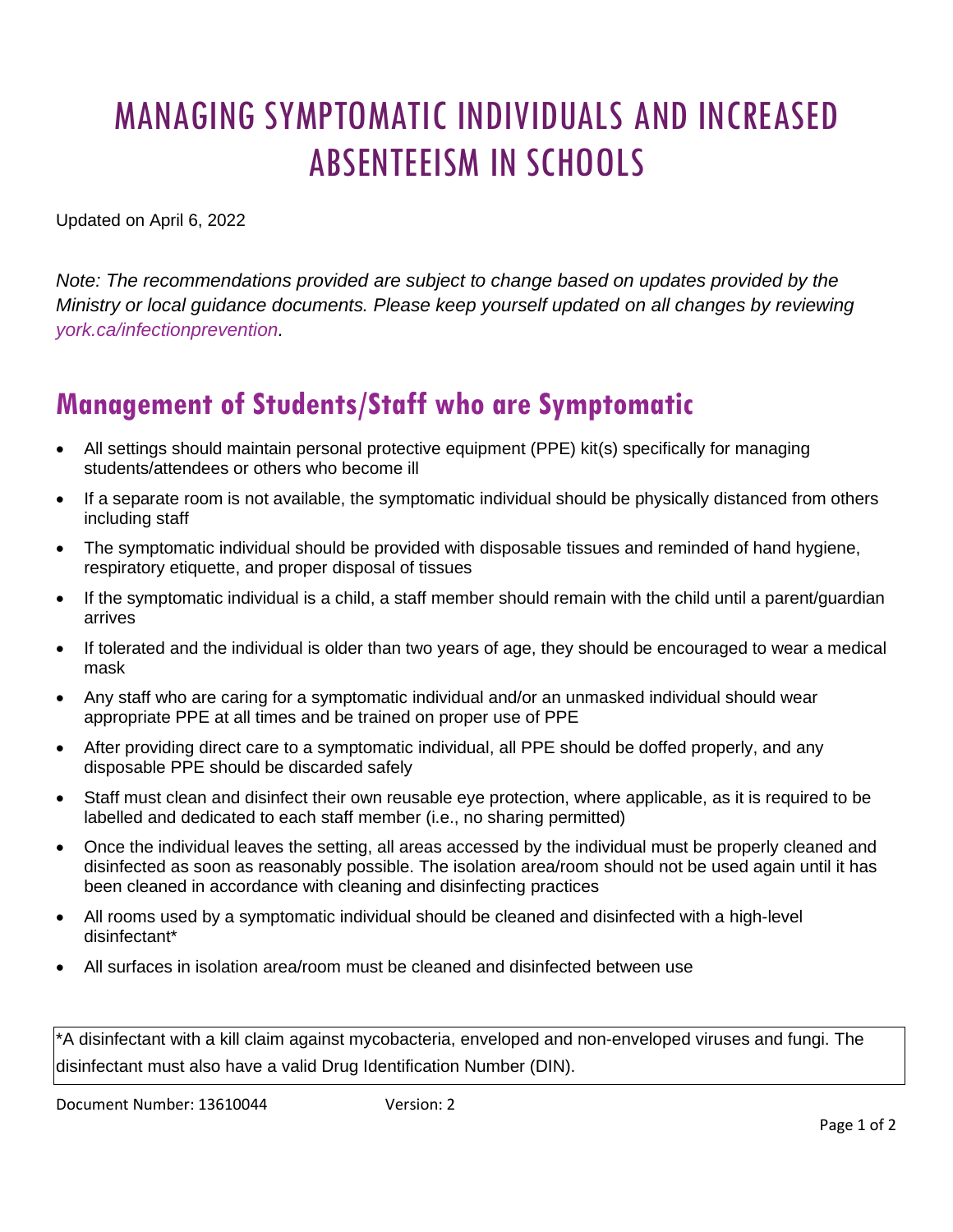# MANAGING SYMPTOMATIC INDIVIDUALS AND INCREASED ABSENTEEISM IN SCHOOLS

Updated on April 6, 2022

*Note: The recommendations provided are subject to change based on updates provided by the Ministry or local guidance documents. Please keep yourself updated on all changes by reviewing york.ca/infectionprevention.*

## Management of Students/Staff who are Symptomatic

- All settings should maintain personal protective equipment (PPE) kit(s) specifically for managing students/attendees or others who become ill
- If a separate room is not available, the symptomatic individual should be physically distanced from others including staff
- The symptomatic individual should be provided with disposable tissues and reminded of hand hygiene, respiratory etiquette, and proper disposal of tissues
- If the symptomatic individual is a child, a staff member should remain with the child until a parent/guardian arrives
- If tolerated and the individual is older than two years of age, they should be encouraged to wear a medical mask
- Any staff who are caring for a symptomatic individual and/or an unmasked individual should wear appropriate PPE at all times and be trained on proper use of PPE
- After providing direct care to a symptomatic individual, all PPE should be doffed properly, and any disposable PPE should be discarded safely
- Staff must clean and disinfect their own reusable eye protection, where applicable, as it is required to be labelled and dedicated to each staff member (i.e., no sharing permitted)
- Once the individual leaves the setting, all areas accessed by the individual must be properly cleaned and disinfected as soon as reasonably possible. The isolation area/room should not be used again until it has been cleaned in accordance with cleaning and disinfecting practices
- All rooms used by a symptomatic individual should be cleaned and disinfected with a high-level disinfectant*
- All surfaces in isolation area/room must be cleaned and disinfected between use

*A disinfectant with a kill claim against mycobacteria, enveloped and non-enveloped viruses and fungi. The disinfectant must also have a valid Drug Identification Number (DIN).

Document Number: 13610044 Version: 2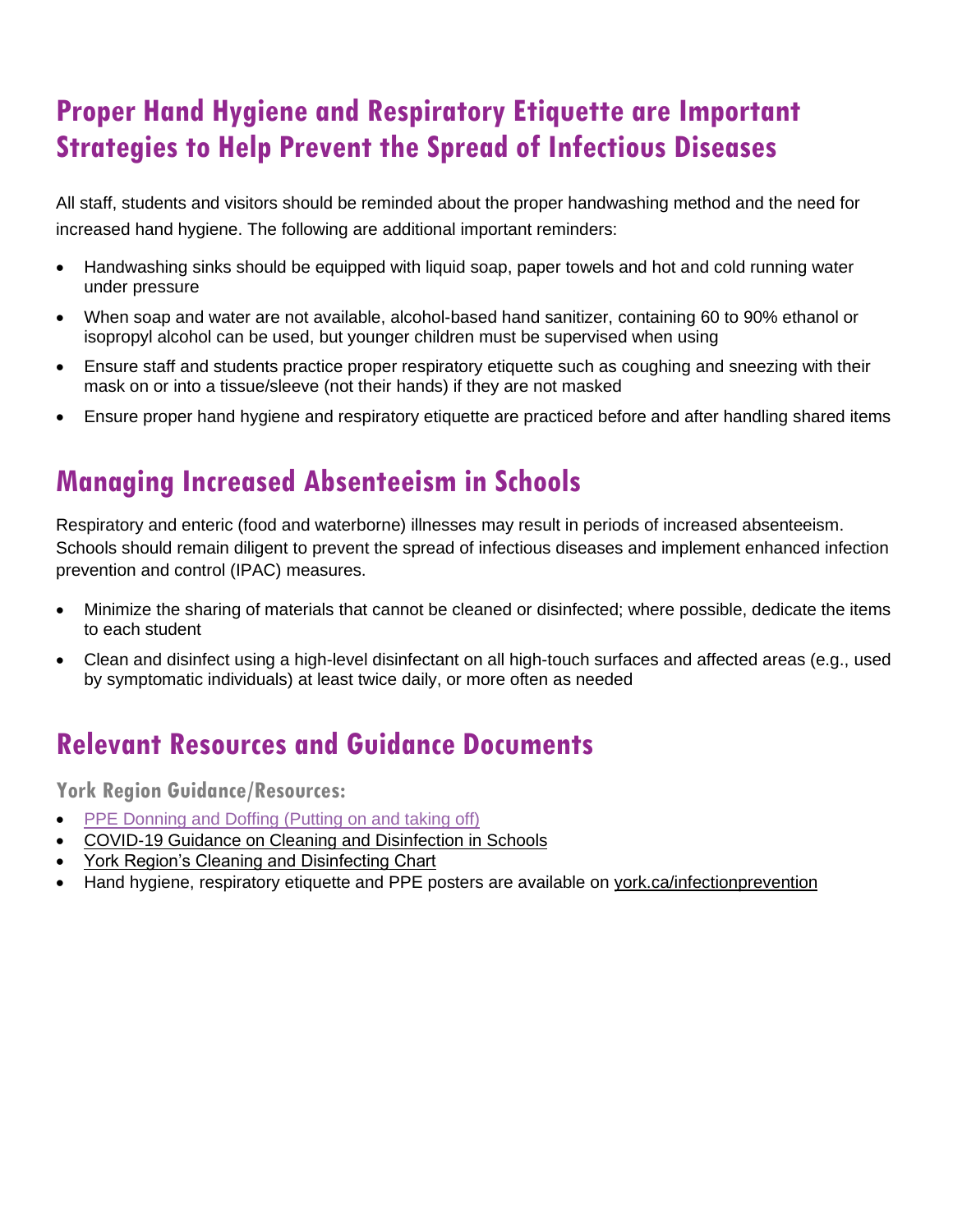## Proper Hand Hygiene and Respiratory Etiquette are Important Strategies to Help Prevent the Spread of Infectious Diseases

All staff, students and visitors should be reminded about the proper handwashing method and the need for increased hand hygiene. The following are additional important reminders:

- Handwashing sinks should be equipped with liquid soap, paper towels and hot and cold running water under pressure
- When soap and water are not available, alcohol-based hand sanitizer, containing 60 to 90% ethanol or isopropyl alcohol can be used, but younger children must be supervised when using
- Ensure staff and students practice proper respiratory etiquette such as coughing and sneezing with their mask on or into a tissue/sleeve (not their hands) if they are not masked
- Ensure proper hand hygiene and respiratory etiquette are practiced before and after handling shared items

## Managing Increased Absenteeism in Schools

Respiratory and enteric (food and waterborne) illnesses may result in periods of increased absenteeism. Schools should remain diligent to prevent the spread of infectious diseases and implement enhanced infection prevention and control (IPAC) measures.

- Minimize the sharing of materials that cannot be cleaned or disinfected; where possible, dedicate the items to each student
- Clean and disinfect using a high-level disinfectant on all high-touch surfaces and affected areas (e.g., used by symptomatic individuals) at least twice daily, or more often as needed

## Relevant Resources and Guidance Documents

### York Region Guidance/Resources:

- PPE Donning and Doffing (Putting on and taking off)
- COVID-19 Guidance on Cleaning and Disinfection in Schools
- York Region's Cleaning and Disinfecting Chart
- Hand hygiene, respiratory etiquette and PPE posters are available on york.ca/infectionprevention